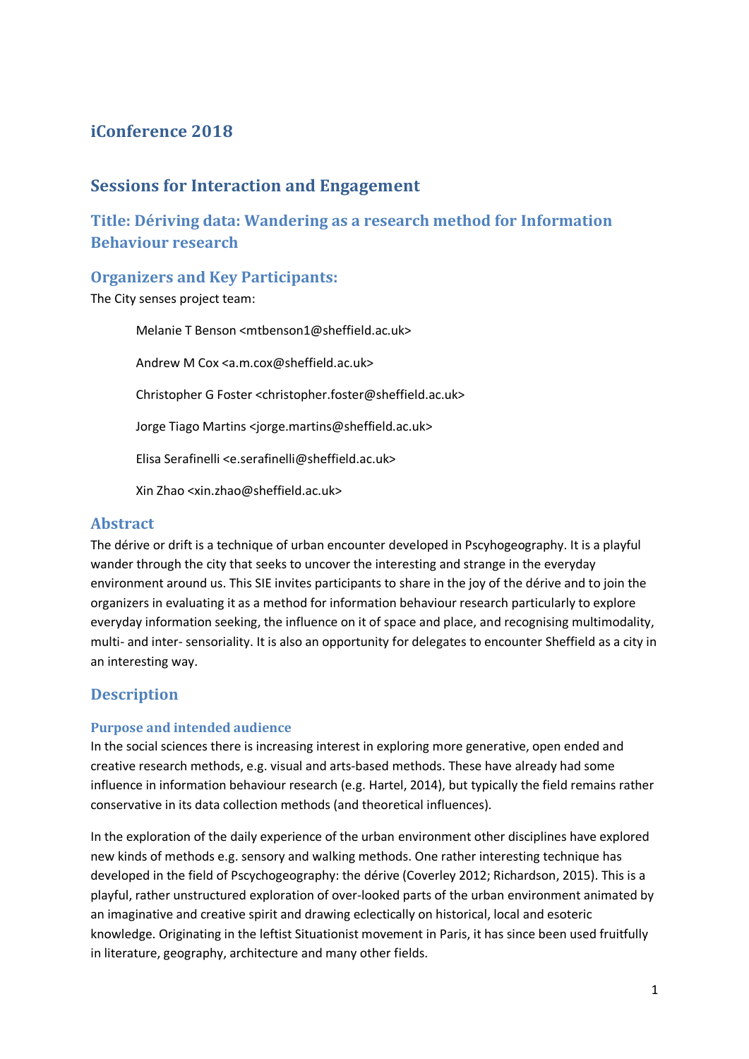# iConference 2018

## Sessions for Interaction and Engagement

### Title: Dériving data: Wandering as a research method for Information Behaviour research

### Organizers and Key Participants:

The City senses project team:

> Melanie T Benson <mtbenson1@sheffield.ac.uk>
>
> Andrew M Cox <a.m.cox@sheffield.ac.uk>
>
> Christopher G Foster <christopher.foster@sheffield.ac.uk>
>
> Jorge Tiago Martins <jorge.martins@sheffield.ac.uk>
>
> Elisa Serafinelli <e.serafinelli@sheffield.ac.uk>
>
> Xin Zhao <xin.zhao@sheffield.ac.uk>

### Abstract

The dérive or drift is a technique of urban encounter developed in Pscyhogeography. It is a playful wander through the city that seeks to uncover the interesting and strange in the everyday environment around us. This SIE invites participants to share in the joy of the dérive and to join the organizers in evaluating it as a method for information behaviour research particularly to explore everyday information seeking, the influence on it of space and place, and recognising multimodality, multi- and inter- sensoriality. It is also an opportunity for delegates to encounter Sheffield as a city in an interesting way.

### Description

#### Purpose and intended audience

In the social sciences there is increasing interest in exploring more generative, open ended and creative research methods, e.g. visual and arts-based methods. These have already had some influence in information behaviour research (e.g. Hartel, 2014), but typically the field remains rather conservative in its data collection methods (and theoretical influences).

In the exploration of the daily experience of the urban environment other disciplines have explored new kinds of methods e.g. sensory and walking methods. One rather interesting technique has developed in the field of Pscychogeography: the dérive (Coverley 2012; Richardson, 2015). This is a playful, rather unstructured exploration of over-looked parts of the urban environment animated by an imaginative and creative spirit and drawing eclectically on historical, local and esoteric knowledge. Originating in the leftist Situationist movement in Paris, it has since been used fruitfully in literature, geography, architecture and many other fields.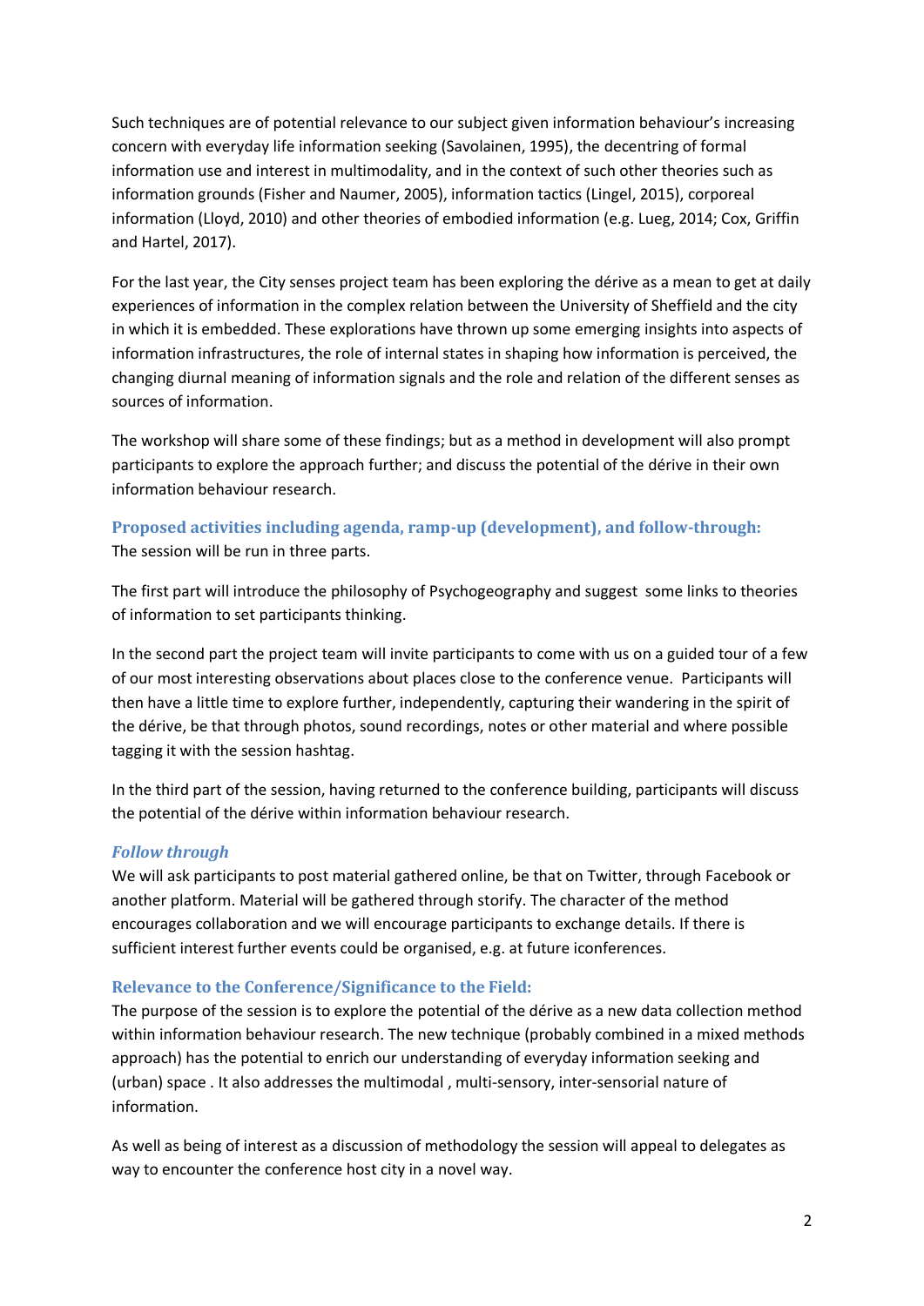Such techniques are of potential relevance to our subject given information behaviour's increasing concern with everyday life information seeking (Savolainen, 1995), the decentring of formal information use and interest in multimodality, and in the context of such other theories such as information grounds (Fisher and Naumer, 2005), information tactics (Lingel, 2015), corporeal information (Lloyd, 2010) and other theories of embodied information (e.g. Lueg, 2014; Cox, Griffin and Hartel, 2017).

For the last year, the City senses project team has been exploring the dérive as a mean to get at daily experiences of information in the complex relation between the University of Sheffield and the city in which it is embedded. These explorations have thrown up some emerging insights into aspects of information infrastructures, the role of internal states in shaping how information is perceived, the changing diurnal meaning of information signals and the role and relation of the different senses as sources of information.

The workshop will share some of these findings; but as a method in development will also prompt participants to explore the approach further; and discuss the potential of the dérive in their own information behaviour research.

## Proposed activities including agenda, ramp-up (development), and follow-through:

The session will be run in three parts.

The first part will introduce the philosophy of Psychogeography and suggest some links to theories of information to set participants thinking.

In the second part the project team will invite participants to come with us on a guided tour of a few of our most interesting observations about places close to the conference venue. Participants will then have a little time to explore further, independently, capturing their wandering in the spirit of the dérive, be that through photos, sound recordings, notes or other material and where possible tagging it with the session hashtag.

In the third part of the session, having returned to the conference building, participants will discuss the potential of the dérive within information behaviour research.

### *Follow through*

We will ask participants to post material gathered online, be that on Twitter, through Facebook or another platform. Material will be gathered through storify. The character of the method encourages collaboration and we will encourage participants to exchange details. If there is sufficient interest further events could be organised, e.g. at future iconferences.

## Relevance to the Conference/Significance to the Field:

The purpose of the session is to explore the potential of the dérive as a new data collection method within information behaviour research. The new technique (probably combined in a mixed methods approach) has the potential to enrich our understanding of everyday information seeking and (urban) space . It also addresses the multimodal , multi-sensory, inter-sensorial nature of information.

As well as being of interest as a discussion of methodology the session will appeal to delegates as way to encounter the conference host city in a novel way.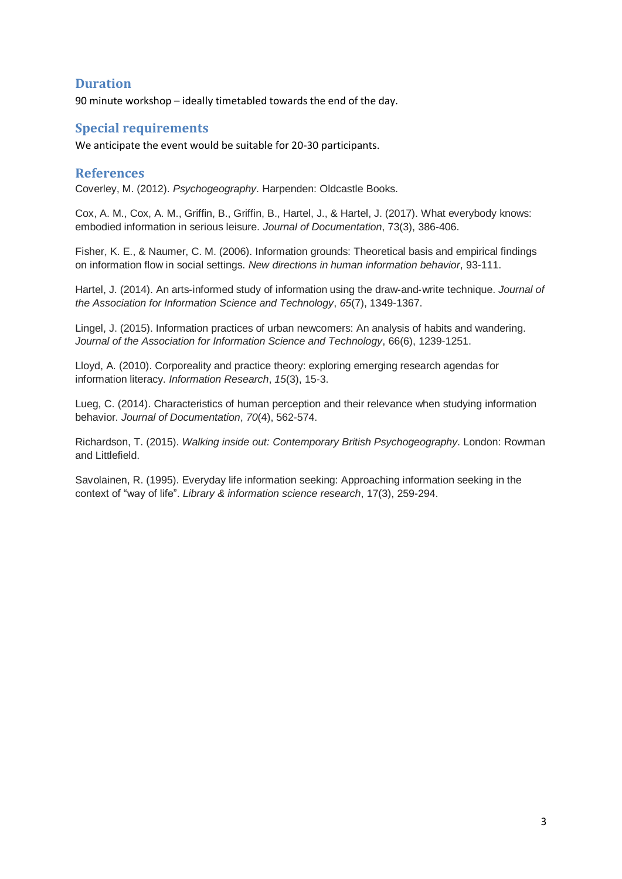## Duration

90 minute workshop – ideally timetabled towards the end of the day.

## Special requirements

We anticipate the event would be suitable for 20-30 participants.

## References

Coverley, M. (2012). *Psychogeography*. Harpenden: Oldcastle Books.

Cox, A. M., Cox, A. M., Griffin, B., Griffin, B., Hartel, J., & Hartel, J. (2017). What everybody knows: embodied information in serious leisure. *Journal of Documentation*, 73(3), 386-406.

Fisher, K. E., & Naumer, C. M. (2006). Information grounds: Theoretical basis and empirical findings on information flow in social settings. *New directions in human information behavior*, 93-111.

Hartel, J. (2014). An arts-informed study of information using the draw-and-write technique. *Journal of the Association for Information Science and Technology*, *65*(7), 1349-1367.

Lingel, J. (2015). Information practices of urban newcomers: An analysis of habits and wandering. *Journal of the Association for Information Science and Technology*, 66(6), 1239-1251.

Lloyd, A. (2010). Corporeality and practice theory: exploring emerging research agendas for information literacy. *Information Research*, *15*(3), 15-3.

Lueg, C. (2014). Characteristics of human perception and their relevance when studying information behavior. *Journal of Documentation*, *70*(4), 562-574.

Richardson, T. (2015). *Walking inside out: Contemporary British Psychogeography*. London: Rowman and Littlefield.

Savolainen, R. (1995). Everyday life information seeking: Approaching information seeking in the context of "way of life". *Library & information science research*, 17(3), 259-294.